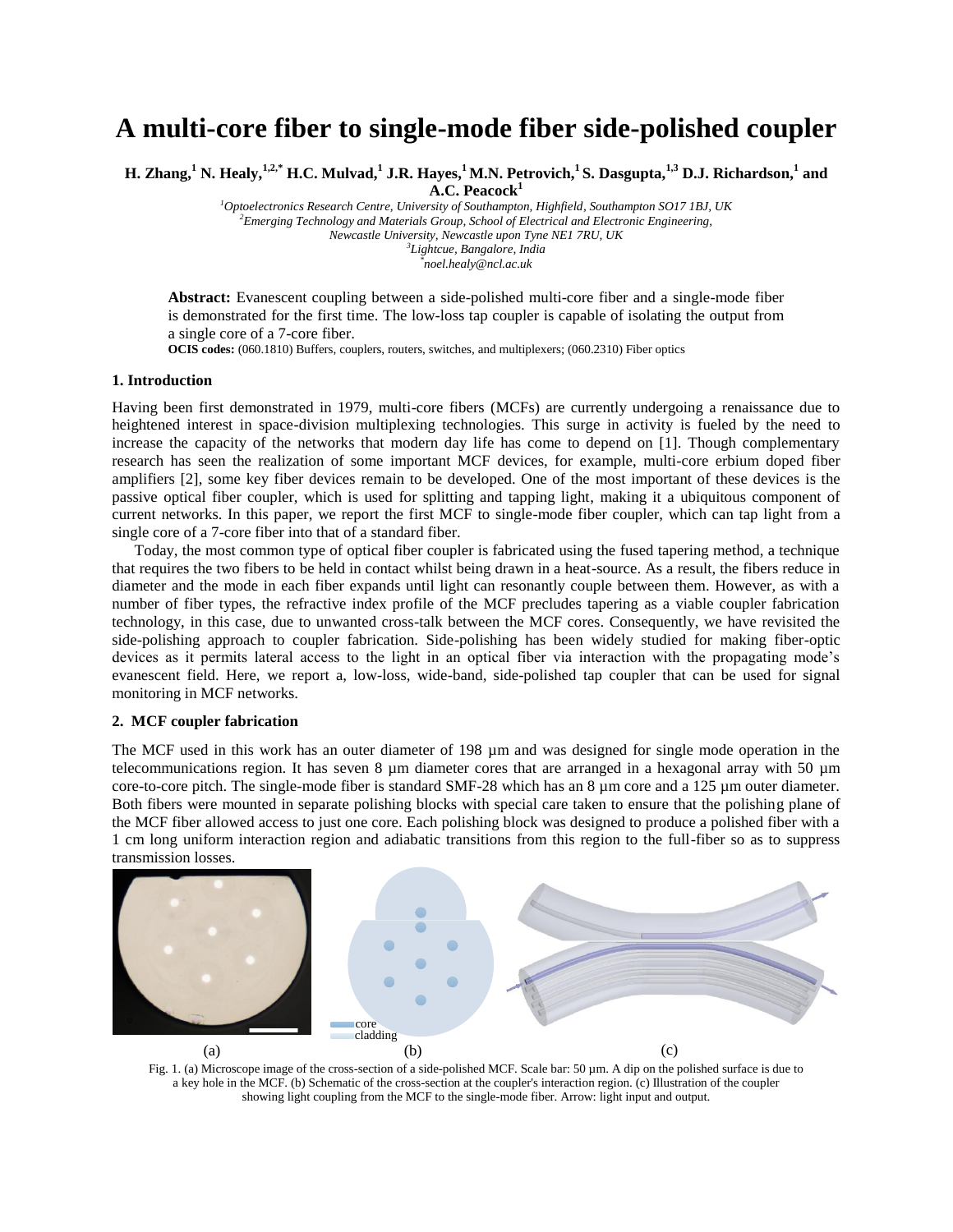# A multi-core fiber to single-mode fiber side-polished coupler

**H. Zhang,[1] N. Healy,[1,2,*] H.C. Mulvad,[1] J.R. Hayes,[1] M.N. Petrovich,[1] S. Dasgupta,[1,3] D.J. Richardson,[1] and A.C. Peacock[1]**

[1]*Optoelectronics Research Centre, University of Southampton, Highfield, Southampton SO17 1BJ, UK*
[2]*Emerging Technology and Materials Group, School of Electrical and Electronic Engineering, Newcastle University, Newcastle upon Tyne NE1 7RU, UK*
[3]*Lightcue, Bangalore, India*
[*]*noel.healy@ncl.ac.uk*

**Abstract:** Evanescent coupling between a side-polished multi-core fiber and a single-mode fiber is demonstrated for the first time. The low-loss tap coupler is capable of isolating the output from a single core of a 7-core fiber.

**OCIS codes:** (060.1810) Buffers, couplers, routers, switches, and multiplexers; (060.2310) Fiber optics

## 1. Introduction

Having been first demonstrated in 1979, multi-core fibers (MCFs) are currently undergoing a renaissance due to heightened interest in space-division multiplexing technologies. This surge in activity is fueled by the need to increase the capacity of the networks that modern day life has come to depend on [1]. Though complementary research has seen the realization of some important MCF devices, for example, multi-core erbium doped fiber amplifiers [2], some key fiber devices remain to be developed. One of the most important of these devices is the passive optical fiber coupler, which is used for splitting and tapping light, making it a ubiquitous component of current networks. In this paper, we report the first MCF to single-mode fiber coupler, which can tap light from a single core of a 7-core fiber into that of a standard fiber.

Today, the most common type of optical fiber coupler is fabricated using the fused tapering method, a technique that requires the two fibers to be held in contact whilst being drawn in a heat-source. As a result, the fibers reduce in diameter and the mode in each fiber expands until light can resonantly couple between them. However, as with a number of fiber types, the refractive index profile of the MCF precludes tapering as a viable coupler fabrication technology, in this case, due to unwanted cross-talk between the MCF cores. Consequently, we have revisited the side-polishing approach to coupler fabrication. Side-polishing has been widely studied for making fiber-optic devices as it permits lateral access to the light in an optical fiber via interaction with the propagating mode's evanescent field. Here, we report a, low-loss, wide-band, side-polished tap coupler that can be used for signal monitoring in MCF networks.

## 2. MCF coupler fabrication

The MCF used in this work has an outer diameter of 198 µm and was designed for single mode operation in the telecommunications region. It has seven 8 µm diameter cores that are arranged in a hexagonal array with 50 µm core-to-core pitch. The single-mode fiber is standard SMF-28 which has an 8 µm core and a 125 µm outer diameter. Both fibers were mounted in separate polishing blocks with special care taken to ensure that the polishing plane of the MCF fiber allowed access to just one core. Each polishing block was designed to produce a polished fiber with a 1 cm long uniform interaction region and adiabatic transitions from this region to the full-fiber so as to suppress transmission losses.

Fig. 1. (a) Microscope image of the cross-section of a side-polished MCF. Scale bar: 50 µm. A dip on the polished surface is due to a key hole in the MCF. (b) Schematic of the cross-section at the coupler's interaction region. (c) Illustration of the coupler showing light coupling from the MCF to the single-mode fiber. Arrow: light input and output.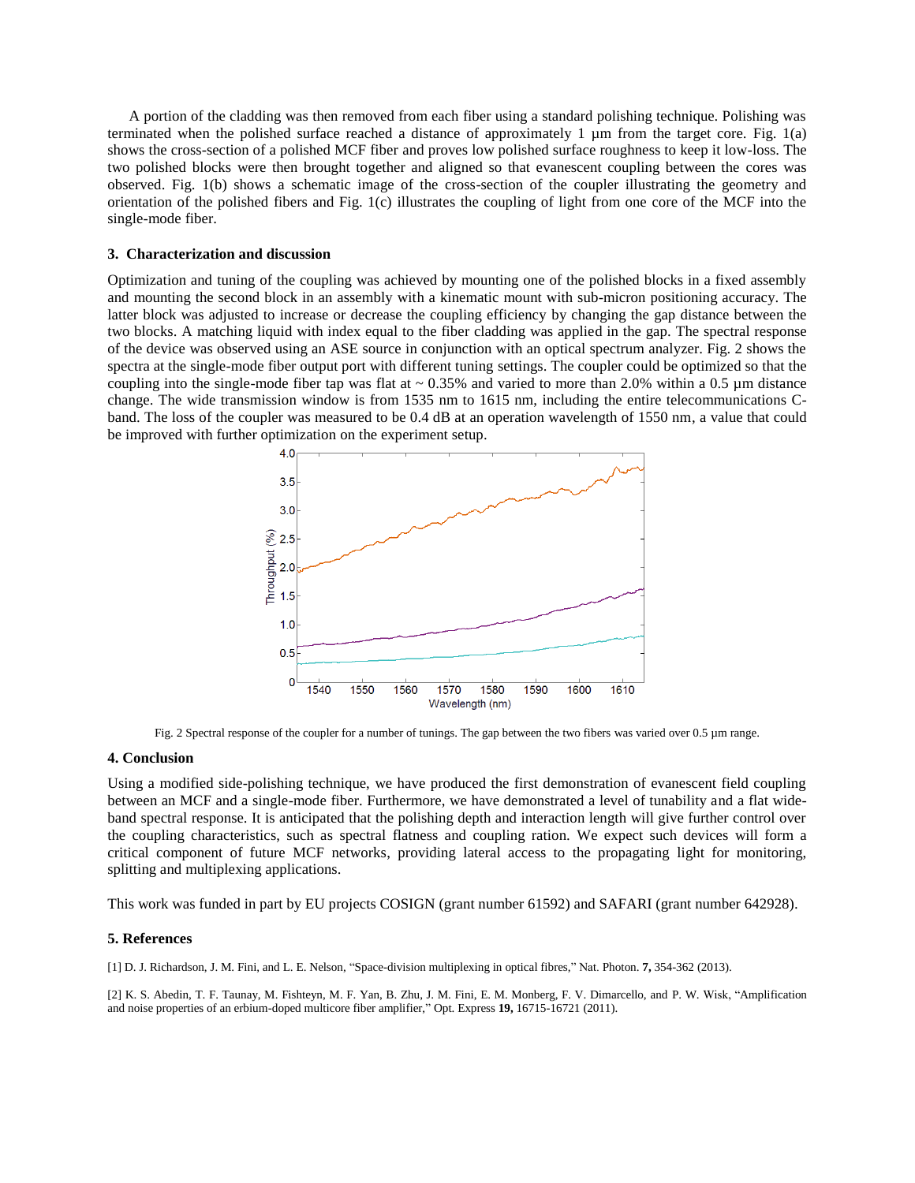A portion of the cladding was then removed from each fiber using a standard polishing technique. Polishing was terminated when the polished surface reached a distance of approximately 1 µm from the target core. Fig. 1(a) shows the cross-section of a polished MCF fiber and proves low polished surface roughness to keep it low-loss. The two polished blocks were then brought together and aligned so that evanescent coupling between the cores was observed. Fig. 1(b) shows a schematic image of the cross-section of the coupler illustrating the geometry and orientation of the polished fibers and Fig. 1(c) illustrates the coupling of light from one core of the MCF into the single-mode fiber.

### 3. Characterization and discussion

Optimization and tuning of the coupling was achieved by mounting one of the polished blocks in a fixed assembly and mounting the second block in an assembly with a kinematic mount with sub-micron positioning accuracy. The latter block was adjusted to increase or decrease the coupling efficiency by changing the gap distance between the two blocks. A matching liquid with index equal to the fiber cladding was applied in the gap. The spectral response of the device was observed using an ASE source in conjunction with an optical spectrum analyzer. Fig. 2 shows the spectra at the single-mode fiber output port with different tuning settings. The coupler could be optimized so that the coupling into the single-mode fiber tap was flat at ~ 0.35% and varied to more than 2.0% within a 0.5 µm distance change. The wide transmission window is from 1535 nm to 1615 nm, including the entire telecommunications C-band. The loss of the coupler was measured to be 0.4 dB at an operation wavelength of 1550 nm, a value that could be improved with further optimization on the experiment setup.

Throughput (%)
4.0
3.5
3.0
2.5
2.0
1.5
1.0
0.5
0
1540
1550
1560
1570
1580
1590
1600
1610
Wavelength (nm)

Fig. 2 Spectral response of the coupler for a number of tunings. The gap between the two fibers was varied over 0.5 µm range.

### 4. Conclusion

Using a modified side-polishing technique, we have produced the first demonstration of evanescent field coupling between an MCF and a single-mode fiber. Furthermore, we have demonstrated a level of tunability and a flat wide-band spectral response. It is anticipated that the polishing depth and interaction length will give further control over the coupling characteristics, such as spectral flatness and coupling ration. We expect such devices will form a critical component of future MCF networks, providing lateral access to the propagating light for monitoring, splitting and multiplexing applications.

This work was funded in part by EU projects COSIGN (grant number 61592) and SAFARI (grant number 642928).

### 5. References

[1] D. J. Richardson, J. M. Fini, and L. E. Nelson, "Space-division multiplexing in optical fibres," Nat. Photon. **7,** 354-362 (2013).

[2] K. S. Abedin, T. F. Taunay, M. Fishteyn, M. F. Yan, B. Zhu, J. M. Fini, E. M. Monberg, F. V. Dimarcello, and P. W. Wisk, "Amplification and noise properties of an erbium-doped multicore fiber amplifier," Opt. Express **19,** 16715-16721 (2011).